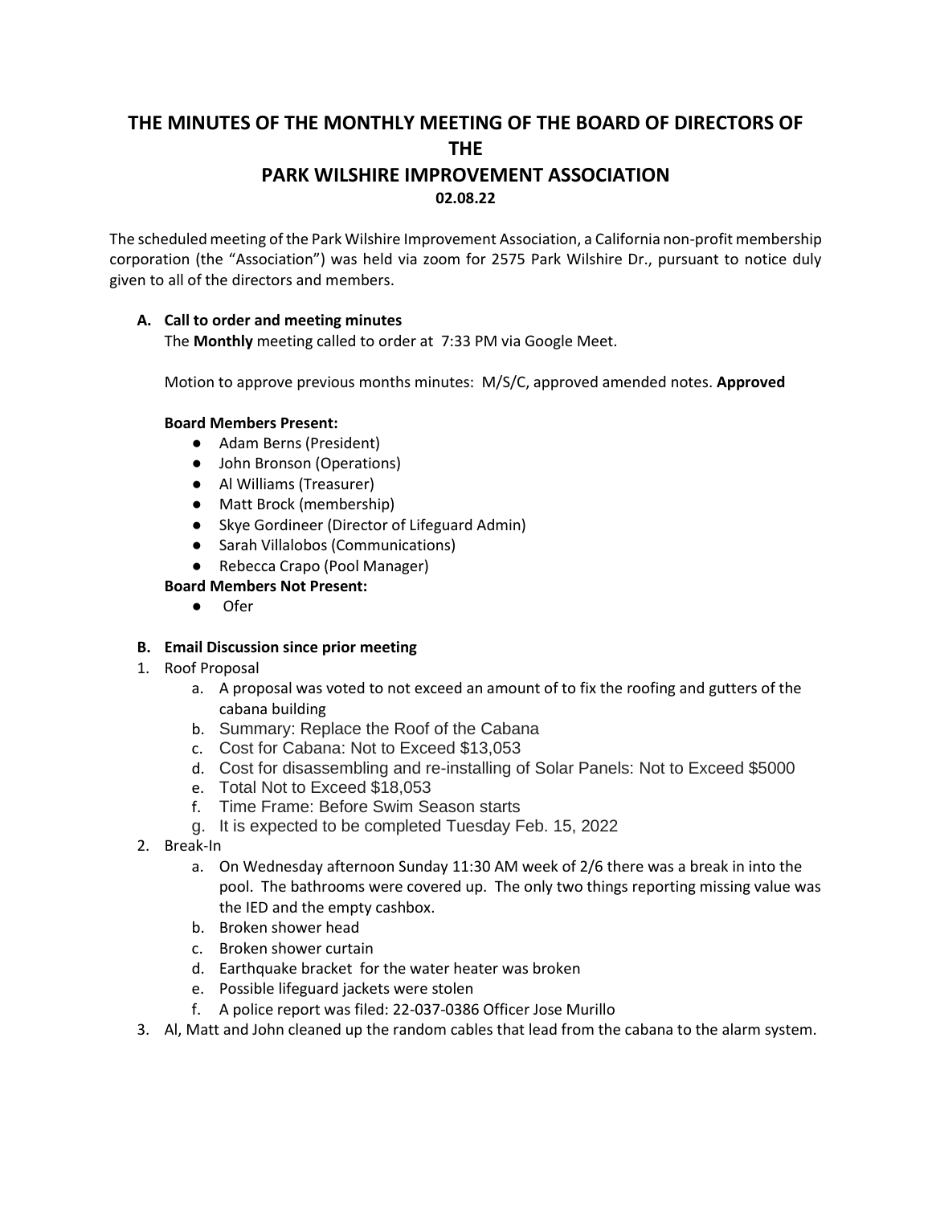# THE MINUTES OF THE MONTHLY MEETING OF THE BOARD OF DIRECTORS OF THE
# PARK WILSHIRE IMPROVEMENT ASSOCIATION
**02.08.22**

The scheduled meeting of the Park Wilshire Improvement Association, a California non-profit membership corporation (the "Association") was held via zoom for 2575 Park Wilshire Dr., pursuant to notice duly given to all of the directors and members.

### A. Call to order and meeting minutes

The **Monthly** meeting called to order at 7:33 PM via Google Meet.

Motion to approve previous months minutes: M/S/C, approved amended notes. **Approved**

**Board Members Present:**

- Adam Berns (President)
- John Bronson (Operations)
- Al Williams (Treasurer)
- Matt Brock (membership)
- Skye Gordineer (Director of Lifeguard Admin)
- Sarah Villalobos (Communications)
- Rebecca Crapo (Pool Manager)

**Board Members Not Present:**

- Ofer

### B. Email Discussion since prior meeting

1. Roof Proposal
   a. A proposal was voted to not exceed an amount of to fix the roofing and gutters of the cabana building
   b. Summary: Replace the Roof of the Cabana
   c. Cost for Cabana: Not to Exceed $13,053
   d. Cost for disassembling and re-installing of Solar Panels: Not to Exceed $5000
   e. Total Not to Exceed $18,053
   f. Time Frame: Before Swim Season starts
   g. It is expected to be completed Tuesday Feb. 15, 2022
2. Break-In
   a. On Wednesday afternoon Sunday 11:30 AM week of 2/6 there was a break in into the pool. The bathrooms were covered up. The only two things reporting missing value was the IED and the empty cashbox.
   b. Broken shower head
   c. Broken shower curtain
   d. Earthquake bracket for the water heater was broken
   e. Possible lifeguard jackets were stolen
   f. A police report was filed: 22-037-0386 Officer Jose Murillo
3. Al, Matt and John cleaned up the random cables that lead from the cabana to the alarm system.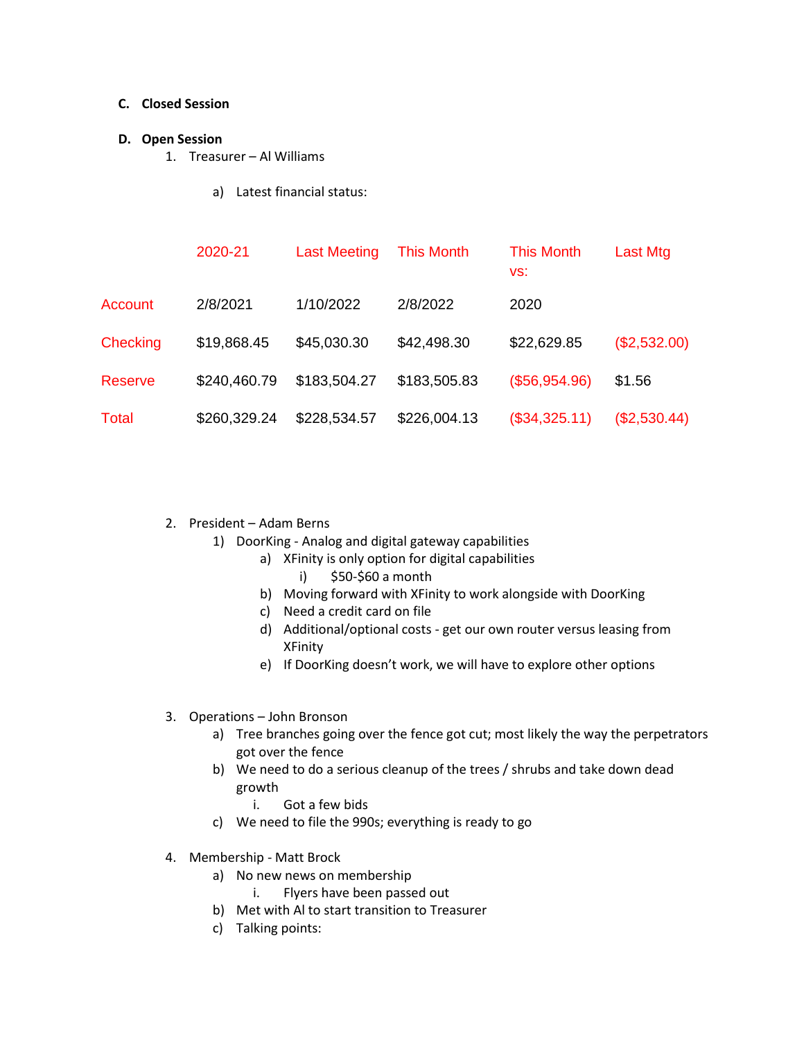**C. Closed Session**

**D. Open Session**

1. Treasurer – Al Williams

    a) Latest financial status:

| | 2020-21 | Last Meeting | This Month | This Month vs: | Last Mtg |
|---|---|---|---|---|---|
| Account | 2/8/2021 | 1/10/2022 | 2/8/2022 | 2020 | |
| Checking | $19,868.45 | $45,030.30 | $42,498.30 | $22,629.85 | ($2,532.00) |
| Reserve | $240,460.79 | $183,504.27 | $183,505.83 | ($56,954.96) | $1.56 |
| Total | $260,329.24 | $228,534.57 | $226,004.13 | ($34,325.11) | ($2,530.44) |

2. President – Adam Berns
    1) DoorKing - Analog and digital gateway capabilities
        a) XFinity is only option for digital capabilities
            i) $50-$60 a month
        b) Moving forward with XFinity to work alongside with DoorKing
        c) Need a credit card on file
        d) Additional/optional costs - get our own router versus leasing from XFinity
        e) If DoorKing doesn't work, we will have to explore other options

3. Operations – John Bronson
    a) Tree branches going over the fence got cut; most likely the way the perpetrators got over the fence
    b) We need to do a serious cleanup of the trees / shrubs and take down dead growth
        i. Got a few bids
    c) We need to file the 990s; everything is ready to go

4. Membership - Matt Brock
    a) No new news on membership
        i. Flyers have been passed out
    b) Met with Al to start transition to Treasurer
    c) Talking points: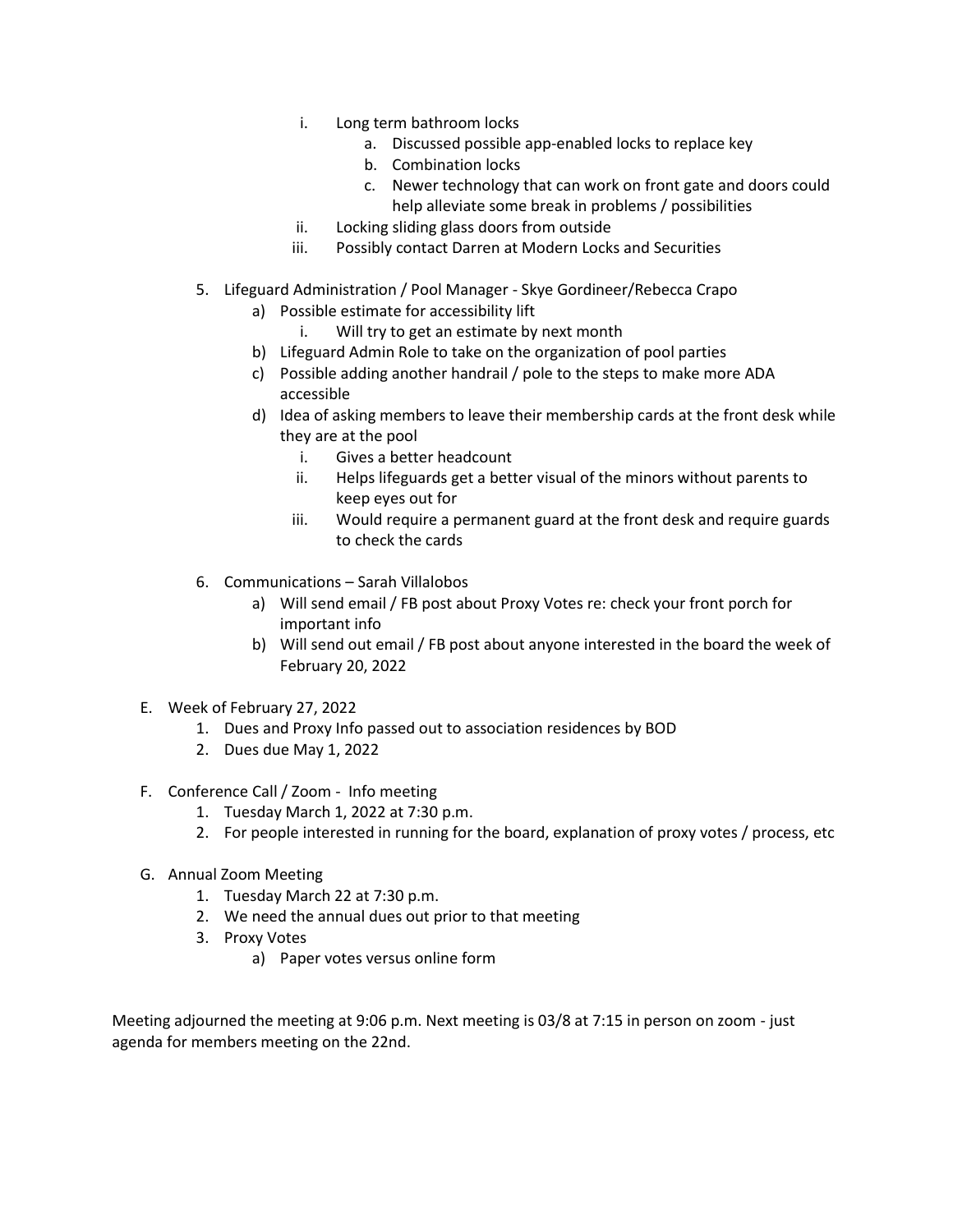i. Long term bathroom locks
      a. Discussed possible app-enabled locks to replace key
      b. Combination locks
      c. Newer technology that can work on front gate and doors could help alleviate some break in problems / possibilities
   ii. Locking sliding glass doors from outside
   iii. Possibly contact Darren at Modern Locks and Securities

5. Lifeguard Administration / Pool Manager - Skye Gordineer/Rebecca Crapo
   a) Possible estimate for accessibility lift
      i. Will try to get an estimate by next month
   b) Lifeguard Admin Role to take on the organization of pool parties
   c) Possible adding another handrail / pole to the steps to make more ADA accessible
   d) Idea of asking members to leave their membership cards at the front desk while they are at the pool
      i. Gives a better headcount
      ii. Helps lifeguards get a better visual of the minors without parents to keep eyes out for
      iii. Would require a permanent guard at the front desk and require guards to check the cards

6. Communications – Sarah Villalobos
   a) Will send email / FB post about Proxy Votes re: check your front porch for important info
   b) Will send out email / FB post about anyone interested in the board the week of February 20, 2022

E. Week of February 27, 2022
   1. Dues and Proxy Info passed out to association residences by BOD
   2. Dues due May 1, 2022

F. Conference Call / Zoom - Info meeting
   1. Tuesday March 1, 2022 at 7:30 p.m.
   2. For people interested in running for the board, explanation of proxy votes / process, etc

G. Annual Zoom Meeting
   1. Tuesday March 22 at 7:30 p.m.
   2. We need the annual dues out prior to that meeting
   3. Proxy Votes
      a) Paper votes versus online form

Meeting adjourned the meeting at 9:06 p.m. Next meeting is 03/8 at 7:15 in person on zoom - just agenda for members meeting on the 22nd.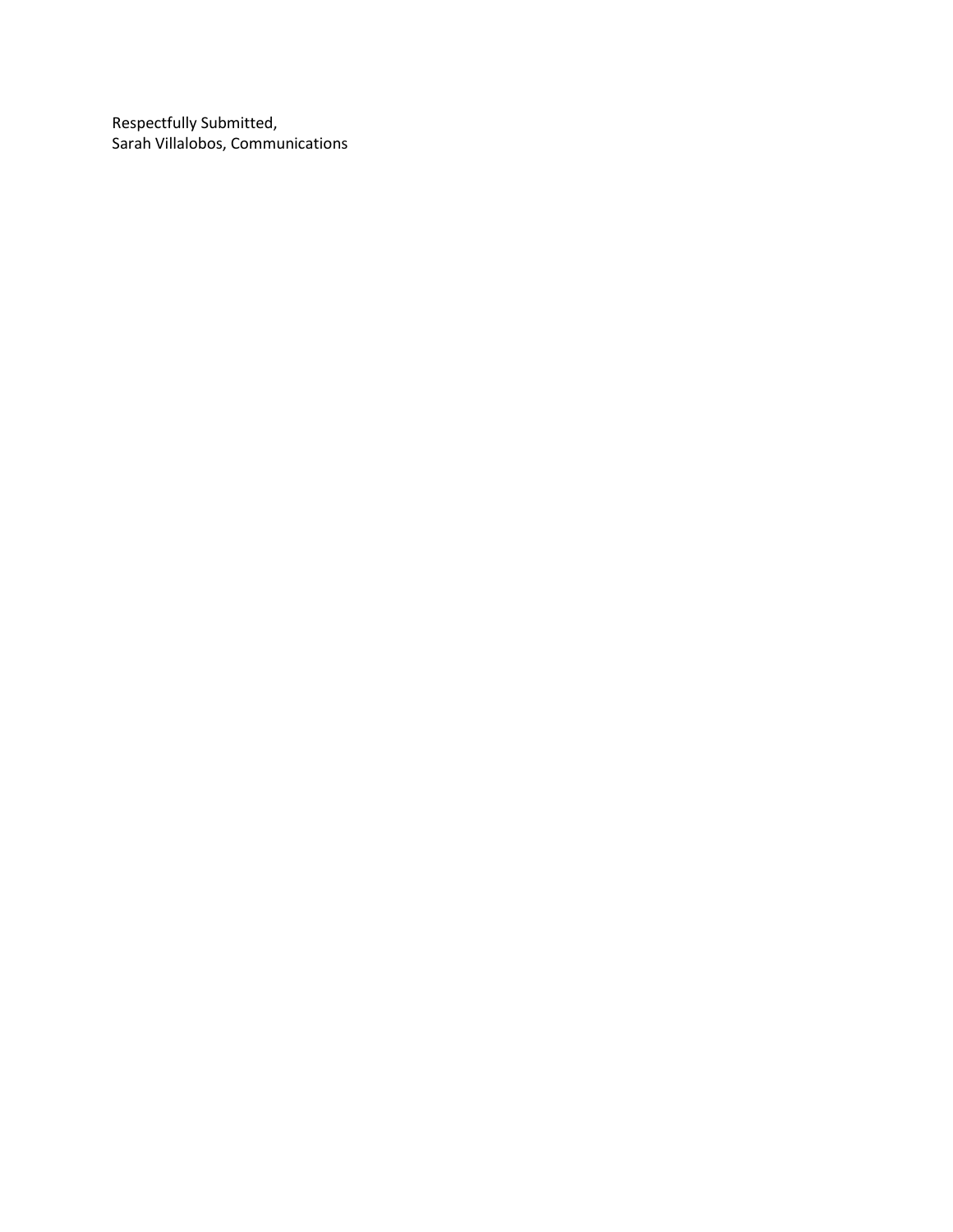Respectfully Submitted,
Sarah Villalobos, Communications